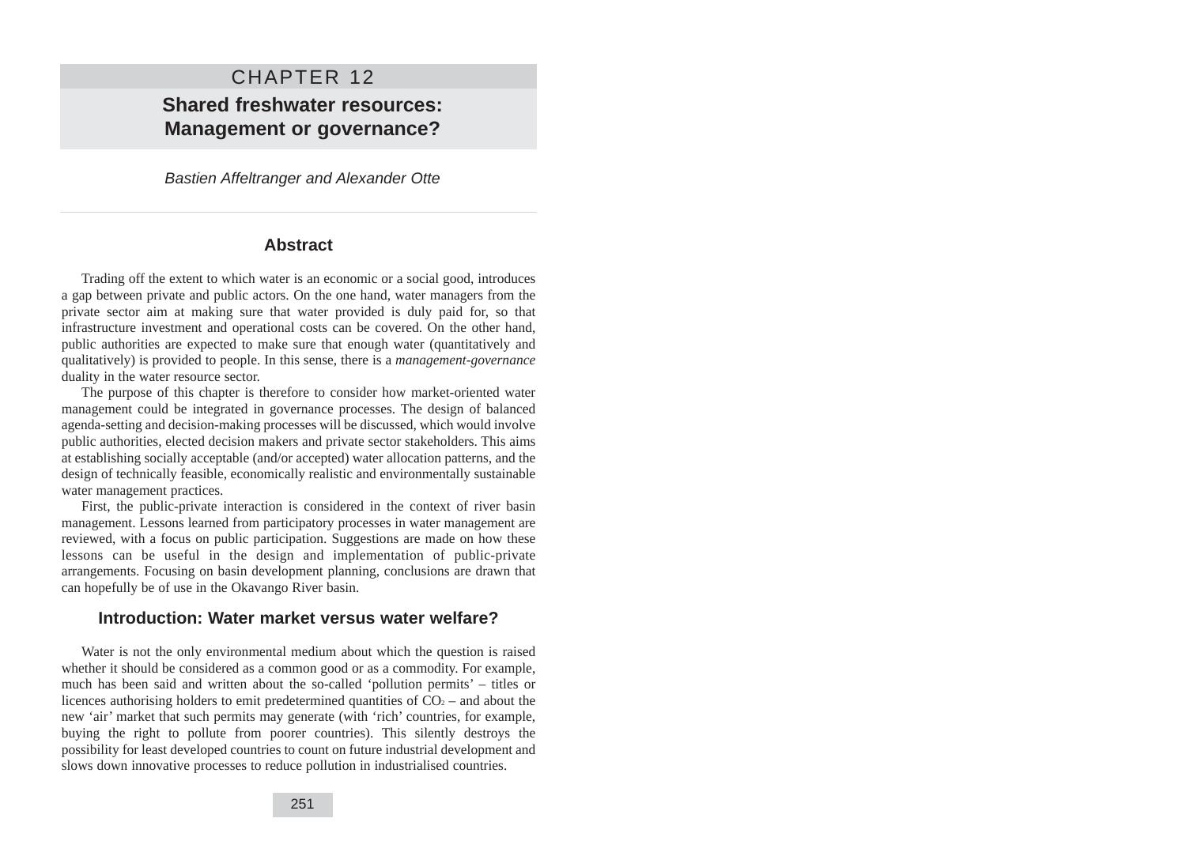# CHAPTER 12

## Shared freshwater resources: Management or governance?

*Bastien Affeltranger and Alexander Otte*

---

### Abstract

Trading off the extent to which water is an economic or a social good, introduces a gap between private and public actors. On the one hand, water managers from the private sector aim at making sure that water provided is duly paid for, so that infrastructure investment and operational costs can be covered. On the other hand, public authorities are expected to make sure that enough water (quantitatively and qualitatively) is provided to people. In this sense, there is a *management-governance* duality in the water resource sector.

The purpose of this chapter is therefore to consider how market-oriented water management could be integrated in governance processes. The design of balanced agenda-setting and decision-making processes will be discussed, which would involve public authorities, elected decision makers and private sector stakeholders. This aims at establishing socially acceptable (and/or accepted) water allocation patterns, and the design of technically feasible, economically realistic and environmentally sustainable water management practices.

First, the public-private interaction is considered in the context of river basin management. Lessons learned from participatory processes in water management are reviewed, with a focus on public participation. Suggestions are made on how these lessons can be useful in the design and implementation of public-private arrangements. Focusing on basin development planning, conclusions are drawn that can hopefully be of use in the Okavango River basin.

### Introduction: Water market versus water welfare?

Water is not the only environmental medium about which the question is raised whether it should be considered as a common good or as a commodity. For example, much has been said and written about the so-called 'pollution permits' – titles or licences authorising holders to emit predetermined quantities of $CO_2$ – and about the new 'air' market that such permits may generate (with 'rich' countries, for example, buying the right to pollute from poorer countries). This silently destroys the possibility for least developed countries to count on future industrial development and slows down innovative processes to reduce pollution in industrialised countries.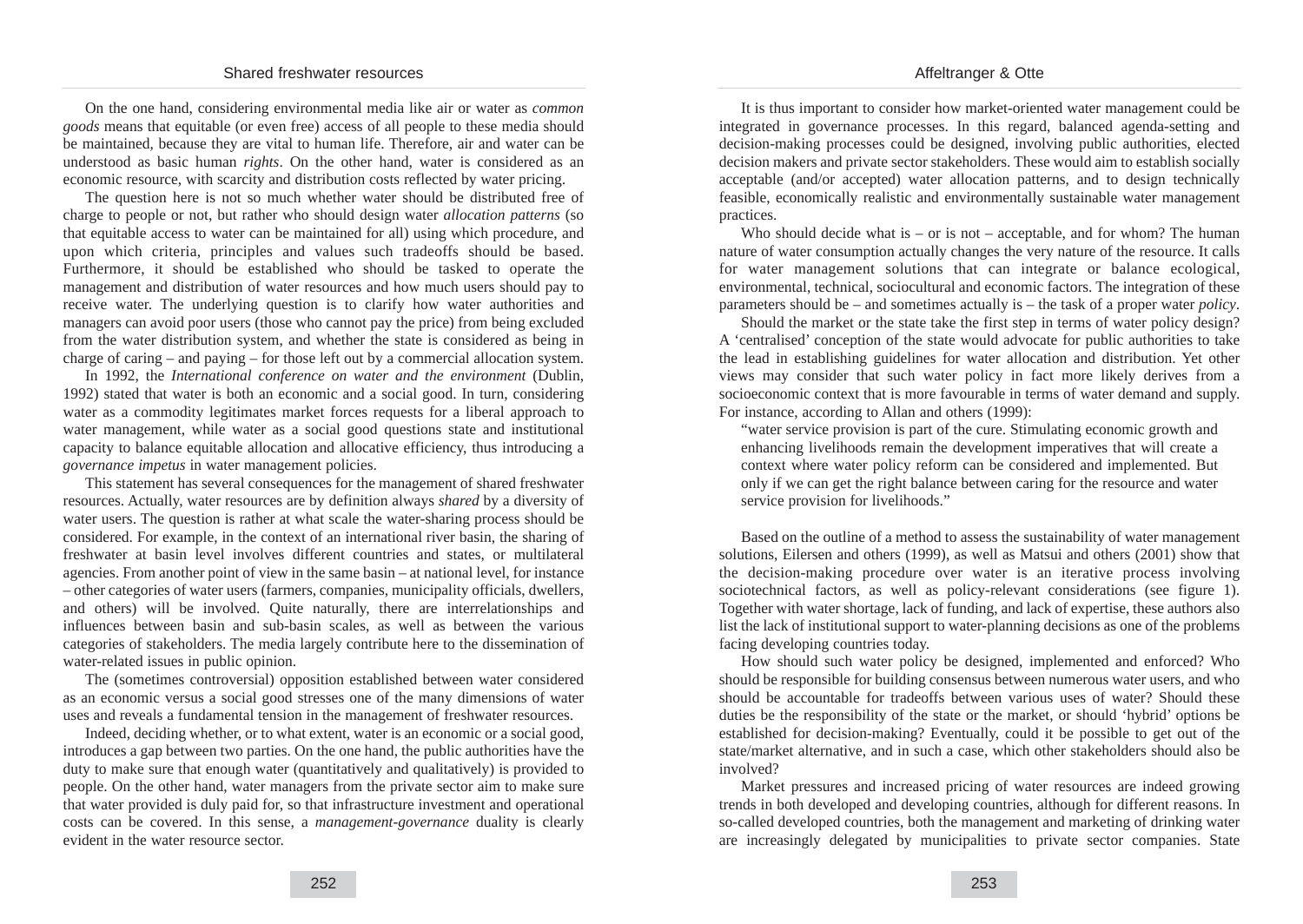On the one hand, considering environmental media like air or water as *common goods* means that equitable (or even free) access of all people to these media should be maintained, because they are vital to human life. Therefore, air and water can be understood as basic human *rights*. On the other hand, water is considered as an economic resource, with scarcity and distribution costs reflected by water pricing.

The question here is not so much whether water should be distributed free of charge to people or not, but rather who should design water *allocation patterns* (so that equitable access to water can be maintained for all) using which procedure, and upon which criteria, principles and values such tradeoffs should be based. Furthermore, it should be established who should be tasked to operate the management and distribution of water resources and how much users should pay to receive water. The underlying question is to clarify how water authorities and managers can avoid poor users (those who cannot pay the price) from being excluded from the water distribution system, and whether the state is considered as being in charge of caring – and paying – for those left out by a commercial allocation system.

In 1992, the *International conference on water and the environment* (Dublin, 1992) stated that water is both an economic and a social good. In turn, considering water as a commodity legitimates market forces requests for a liberal approach to water management, while water as a social good questions state and institutional capacity to balance equitable allocation and allocative efficiency, thus introducing a *governance impetus* in water management policies.

This statement has several consequences for the management of shared freshwater resources. Actually, water resources are by definition always *shared* by a diversity of water users. The question is rather at what scale the water-sharing process should be considered. For example, in the context of an international river basin, the sharing of freshwater at basin level involves different countries and states, or multilateral agencies. From another point of view in the same basin – at national level, for instance – other categories of water users (farmers, companies, municipality officials, dwellers, and others) will be involved. Quite naturally, there are interrelationships and influences between basin and sub-basin scales, as well as between the various categories of stakeholders. The media largely contribute here to the dissemination of water-related issues in public opinion.

The (sometimes controversial) opposition established between water considered as an economic versus a social good stresses one of the many dimensions of water uses and reveals a fundamental tension in the management of freshwater resources.

Indeed, deciding whether, or to what extent, water is an economic or a social good, introduces a gap between two parties. On the one hand, the public authorities have the duty to make sure that enough water (quantitatively and qualitatively) is provided to people. On the other hand, water managers from the private sector aim to make sure that water provided is duly paid for, so that infrastructure investment and operational costs can be covered. In this sense, a *management-governance* duality is clearly evident in the water resource sector.

It is thus important to consider how market-oriented water management could be integrated in governance processes. In this regard, balanced agenda-setting and decision-making processes could be designed, involving public authorities, elected decision makers and private sector stakeholders. These would aim to establish socially acceptable (and/or accepted) water allocation patterns, and to design technically feasible, economically realistic and environmentally sustainable water management practices.

Who should decide what is – or is not – acceptable, and for whom? The human nature of water consumption actually changes the very nature of the resource. It calls for water management solutions that can integrate or balance ecological, environmental, technical, sociocultural and economic factors. The integration of these parameters should be – and sometimes actually is – the task of a proper water *policy*.

Should the market or the state take the first step in terms of water policy design? A 'centralised' conception of the state would advocate for public authorities to take the lead in establishing guidelines for water allocation and distribution. Yet other views may consider that such water policy in fact more likely derives from a socioeconomic context that is more favourable in terms of water demand and supply. For instance, according to Allan and others (1999):

> "water service provision is part of the cure. Stimulating economic growth and enhancing livelihoods remain the development imperatives that will create a context where water policy reform can be considered and implemented. But only if we can get the right balance between caring for the resource and water service provision for livelihoods."

Based on the outline of a method to assess the sustainability of water management solutions, Eilersen and others (1999), as well as Matsui and others (2001) show that the decision-making procedure over water is an iterative process involving sociotechnical factors, as well as policy-relevant considerations (see figure 1). Together with water shortage, lack of funding, and lack of expertise, these authors also list the lack of institutional support to water-planning decisions as one of the problems facing developing countries today.

How should such water policy be designed, implemented and enforced? Who should be responsible for building consensus between numerous water users, and who should be accountable for tradeoffs between various uses of water? Should these duties be the responsibility of the state or the market, or should 'hybrid' options be established for decision-making? Eventually, could it be possible to get out of the state/market alternative, and in such a case, which other stakeholders should also be involved?

Market pressures and increased pricing of water resources are indeed growing trends in both developed and developing countries, although for different reasons. In so-called developed countries, both the management and marketing of drinking water are increasingly delegated by municipalities to private sector companies. State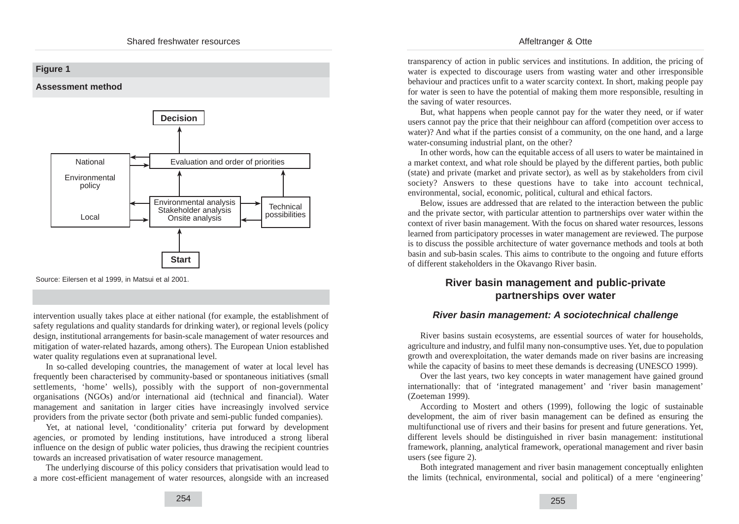**Figure 1**

**Assessment method**

Decision

National

Environmental policy

Local

Evaluation and order of priorities

Environmental analysis
Stakeholder analysis
Onsite analysis

Technical possibilities

Start

Source: Eilersen et al 1999, in Matsui et al 2001.

intervention usually takes place at either national (for example, the establishment of safety regulations and quality standards for drinking water), or regional levels (policy design, institutional arrangements for basin-scale management of water resources and mitigation of water-related hazards, among others). The European Union established water quality regulations even at supranational level.

In so-called developing countries, the management of water at local level has frequently been characterised by community-based or spontaneous initiatives (small settlements, 'home' wells), possibly with the support of non-governmental organisations (NGOs) and/or international aid (technical and financial). Water management and sanitation in larger cities have increasingly involved service providers from the private sector (both private and semi-public funded companies).

Yet, at national level, 'conditionality' criteria put forward by development agencies, or promoted by lending institutions, have introduced a strong liberal influence on the design of public water policies, thus drawing the recipient countries towards an increased privatisation of water resource management.

The underlying discourse of this policy considers that privatisation would lead to a more cost-efficient management of water resources, alongside with an increased transparency of action in public services and institutions. In addition, the pricing of water is expected to discourage users from wasting water and other irresponsible behaviour and practices unfit to a water scarcity context. In short, making people pay for water is seen to have the potential of making them more responsible, resulting in the saving of water resources.

But, what happens when people cannot pay for the water they need, or if water users cannot pay the price that their neighbour can afford (competition over access to water)? And what if the parties consist of a community, on the one hand, and a large water-consuming industrial plant, on the other?

In other words, how can the equitable access of all users to water be maintained in a market context, and what role should be played by the different parties, both public (state) and private (market and private sector), as well as by stakeholders from civil society? Answers to these questions have to take into account technical, environmental, social, economic, political, cultural and ethical factors.

Below, issues are addressed that are related to the interaction between the public and the private sector, with particular attention to partnerships over water within the context of river basin management. With the focus on shared water resources, lessons learned from participatory processes in water management are reviewed. The purpose is to discuss the possible architecture of water governance methods and tools at both basin and sub-basin scales. This aims to contribute to the ongoing and future efforts of different stakeholders in the Okavango River basin.

## River basin management and public-private partnerships over water

### *River basin management: A sociotechnical challenge*

River basins sustain ecosystems, are essential sources of water for households, agriculture and industry, and fulfil many non-consumptive uses. Yet, due to population growth and overexploitation, the water demands made on river basins are increasing while the capacity of basins to meet these demands is decreasing (UNESCO 1999).

Over the last years, two key concepts in water management have gained ground internationally: that of 'integrated management' and 'river basin management' (Zoeteman 1999).

According to Mostert and others (1999), following the logic of sustainable development, the aim of river basin management can be defined as ensuring the multifunctional use of rivers and their basins for present and future generations. Yet, different levels should be distinguished in river basin management: institutional framework, planning, analytical framework, operational management and river basin users (see figure 2).

Both integrated management and river basin management conceptually enlighten the limits (technical, environmental, social and political) of a mere 'engineering'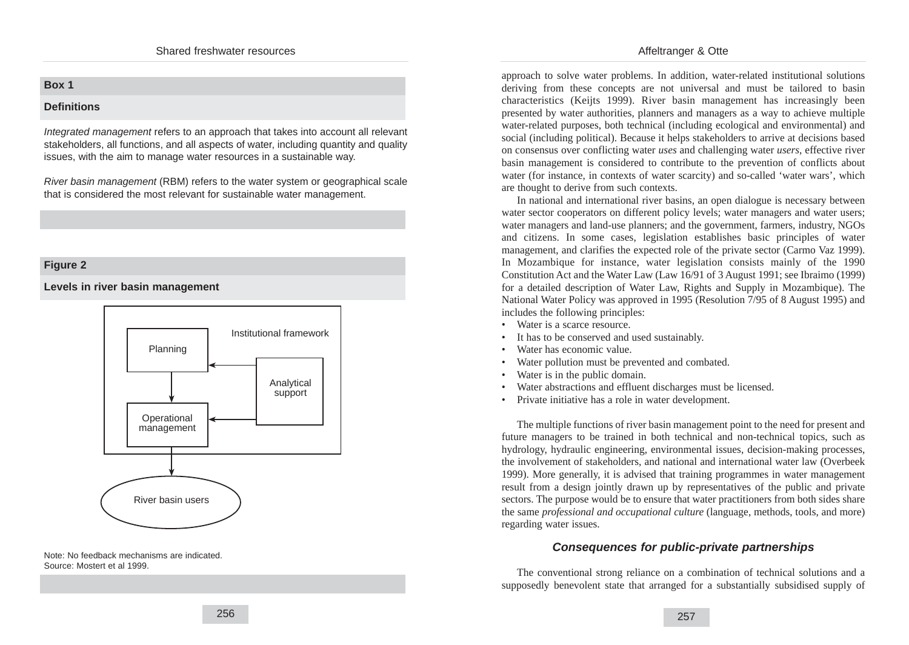**Box 1**

**Definitions**

*Integrated management* refers to an approach that takes into account all relevant stakeholders, all functions, and all aspects of water, including quantity and quality issues, with the aim to manage water resources in a sustainable way.

*River basin management* (RBM) refers to the water system or geographical scale that is considered the most relevant for sustainable water management.

**Figure 2**

**Levels in river basin management**

Institutional framework

Planning

Analytical support

Operational management

River basin users

Note: No feedback mechanisms are indicated.
Source: Mostert et al 1999.

approach to solve water problems. In addition, water-related institutional solutions deriving from these concepts are not universal and must be tailored to basin characteristics (Keijts 1999). River basin management has increasingly been presented by water authorities, planners and managers as a way to achieve multiple water-related purposes, both technical (including ecological and environmental) and social (including political). Because it helps stakeholders to arrive at decisions based on consensus over conflicting water *uses* and challenging water *users*, effective river basin management is considered to contribute to the prevention of conflicts about water (for instance, in contexts of water scarcity) and so-called 'water wars', which are thought to derive from such contexts.

In national and international river basins, an open dialogue is necessary between water sector cooperators on different policy levels; water managers and water users; water managers and land-use planners; and the government, farmers, industry, NGOs and citizens. In some cases, legislation establishes basic principles of water management, and clarifies the expected role of the private sector (Carmo Vaz 1999). In Mozambique for instance, water legislation consists mainly of the 1990 Constitution Act and the Water Law (Law 16/91 of 3 August 1991; see Ibraimo (1999) for a detailed description of Water Law, Rights and Supply in Mozambique). The National Water Policy was approved in 1995 (Resolution 7/95 of 8 August 1995) and includes the following principles:

- Water is a scarce resource.
- It has to be conserved and used sustainably.
- Water has economic value.
- Water pollution must be prevented and combated.
- Water is in the public domain.
- Water abstractions and effluent discharges must be licensed.
- Private initiative has a role in water development.

The multiple functions of river basin management point to the need for present and future managers to be trained in both technical and non-technical topics, such as hydrology, hydraulic engineering, environmental issues, decision-making processes, the involvement of stakeholders, and national and international water law (Overbeek 1999). More generally, it is advised that training programmes in water management result from a design jointly drawn up by representatives of the public and private sectors. The purpose would be to ensure that water practitioners from both sides share the same *professional and occupational culture* (language, methods, tools, and more) regarding water issues.

### *Consequences for public-private partnerships*

The conventional strong reliance on a combination of technical solutions and a supposedly benevolent state that arranged for a substantially subsidised supply of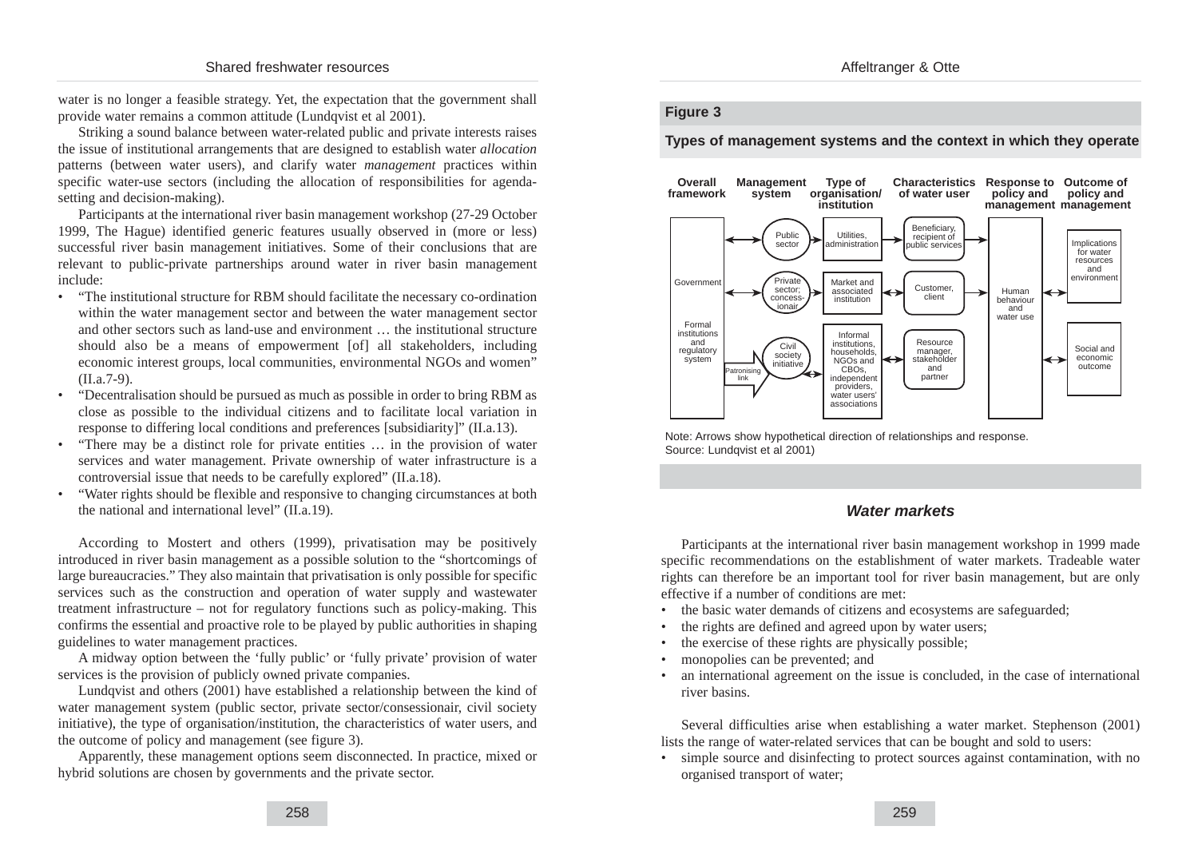water is no longer a feasible strategy. Yet, the expectation that the government shall provide water remains a common attitude (Lundqvist et al 2001).

Striking a sound balance between water-related public and private interests raises the issue of institutional arrangements that are designed to establish water *allocation* patterns (between water users), and clarify water *management* practices within specific water-use sectors (including the allocation of responsibilities for agenda-setting and decision-making).

Participants at the international river basin management workshop (27-29 October 1999, The Hague) identified generic features usually observed in (more or less) successful river basin management initiatives. Some of their conclusions that are relevant to public-private partnerships around water in river basin management include:

- "The institutional structure for RBM should facilitate the necessary co-ordination within the water management sector and between the water management sector and other sectors such as land-use and environment … the institutional structure should also be a means of empowerment [of] all stakeholders, including economic interest groups, local communities, environmental NGOs and women" (II.a.7-9).
- "Decentralisation should be pursued as much as possible in order to bring RBM as close as possible to the individual citizens and to facilitate local variation in response to differing local conditions and preferences [subsidiarity]" (II.a.13).
- "There may be a distinct role for private entities … in the provision of water services and water management. Private ownership of water infrastructure is a controversial issue that needs to be carefully explored" (II.a.18).
- "Water rights should be flexible and responsive to changing circumstances at both the national and international level" (II.a.19).

According to Mostert and others (1999), privatisation may be positively introduced in river basin management as a possible solution to the "shortcomings of large bureaucracies." They also maintain that privatisation is only possible for specific services such as the construction and operation of water supply and wastewater treatment infrastructure – not for regulatory functions such as policy-making. This confirms the essential and proactive role to be played by public authorities in shaping guidelines to water management practices.

A midway option between the 'fully public' or 'fully private' provision of water services is the provision of publicly owned private companies.

Lundqvist and others (2001) have established a relationship between the kind of water management system (public sector, private sector/consessionair, civil society initiative), the type of organisation/institution, the characteristics of water users, and the outcome of policy and management (see figure 3).

Apparently, these management options seem disconnected. In practice, mixed or hybrid solutions are chosen by governments and the private sector.

**Figure 3**

**Types of management systems and the context in which they operate**

| Overall framework | Management system | Type of organisation/ institution | Characteristics of water user | Response to policy and management | Outcome of policy and management |
|---|---|---|---|---|---|
| Government; Formal institutions and regulatory system | Public sector | Utilities, administration | Beneficiary, recipient of public services | Human behaviour and water use | Implications for water resources and environment |
| | Private sector; concess-ionair | Market and associated institution | Customer, client | | |
| | Civil society initiative (Patronising link) | Informal institutions, households, NGOs and CBOs, independent providers, water users' associations | Resource manager, stakeholder and partner | | Social and economic outcome |

Note: Arrows show hypothetical direction of relationships and response.
Source: Lundqvist et al 2001)

## *Water markets*

Participants at the international river basin management workshop in 1999 made specific recommendations on the establishment of water markets. Tradeable water rights can therefore be an important tool for river basin management, but are only effective if a number of conditions are met:

- the basic water demands of citizens and ecosystems are safeguarded;
- the rights are defined and agreed upon by water users;
- the exercise of these rights are physically possible;
- monopolies can be prevented; and
- an international agreement on the issue is concluded, in the case of international river basins.

Several difficulties arise when establishing a water market. Stephenson (2001) lists the range of water-related services that can be bought and sold to users:

- simple source and disinfecting to protect sources against contamination, with no organised transport of water;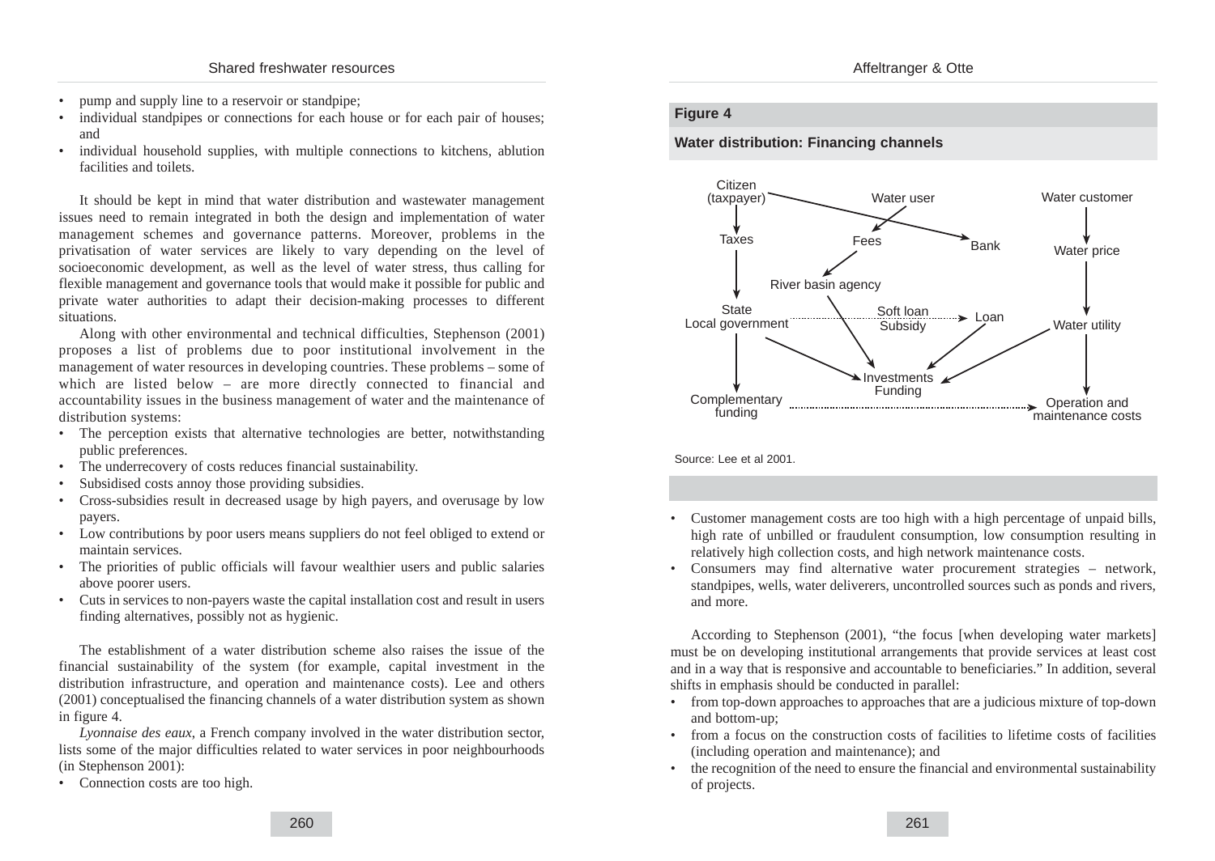- pump and supply line to a reservoir or standpipe;
- individual standpipes or connections for each house or for each pair of houses; and
- individual household supplies, with multiple connections to kitchens, ablution facilities and toilets.

It should be kept in mind that water distribution and wastewater management issues need to remain integrated in both the design and implementation of water management schemes and governance patterns. Moreover, problems in the privatisation of water services are likely to vary depending on the level of socioeconomic development, as well as the level of water stress, thus calling for flexible management and governance tools that would make it possible for public and private water authorities to adapt their decision-making processes to different situations.

Along with other environmental and technical difficulties, Stephenson (2001) proposes a list of problems due to poor institutional involvement in the management of water resources in developing countries. These problems – some of which are listed below – are more directly connected to financial and accountability issues in the business management of water and the maintenance of distribution systems:

- The perception exists that alternative technologies are better, notwithstanding public preferences.
- The underrecovery of costs reduces financial sustainability.
- Subsidised costs annoy those providing subsidies.
- Cross-subsidies result in decreased usage by high payers, and overusage by low payers.
- Low contributions by poor users means suppliers do not feel obliged to extend or maintain services.
- The priorities of public officials will favour wealthier users and public salaries above poorer users.
- Cuts in services to non-payers waste the capital installation cost and result in users finding alternatives, possibly not as hygienic.

The establishment of a water distribution scheme also raises the issue of the financial sustainability of the system (for example, capital investment in the distribution infrastructure, and operation and maintenance costs). Lee and others (2001) conceptualised the financing channels of a water distribution system as shown in figure 4.

*Lyonnaise des eaux*, a French company involved in the water distribution sector, lists some of the major difficulties related to water services in poor neighbourhoods (in Stephenson 2001):

- Connection costs are too high.

**Figure 4**

**Water distribution: Financing channels**

Citizen (taxpayer) → Taxes → State / Local government → Complementary funding
Citizen (taxpayer) → Bank
Water user → Fees → River basin agency → Investments / Funding
State / Local government ··· Soft loan / Subsidy ··· → Loan → Investments / Funding
State / Local government → Investments / Funding
Water customer → Water price → Water utility → Operation and maintenance costs
Water utility → Investments / Funding
Complementary funding ··· → Operation and maintenance costs

Source: Lee et al 2001.

- Customer management costs are too high with a high percentage of unpaid bills, high rate of unbilled or fraudulent consumption, low consumption resulting in relatively high collection costs, and high network maintenance costs.
- Consumers may find alternative water procurement strategies – network, standpipes, wells, water deliverers, uncontrolled sources such as ponds and rivers, and more.

According to Stephenson (2001), "the focus [when developing water markets] must be on developing institutional arrangements that provide services at least cost and in a way that is responsive and accountable to beneficiaries." In addition, several shifts in emphasis should be conducted in parallel:

- from top-down approaches to approaches that are a judicious mixture of top-down and bottom-up;
- from a focus on the construction costs of facilities to lifetime costs of facilities (including operation and maintenance); and
- the recognition of the need to ensure the financial and environmental sustainability of projects.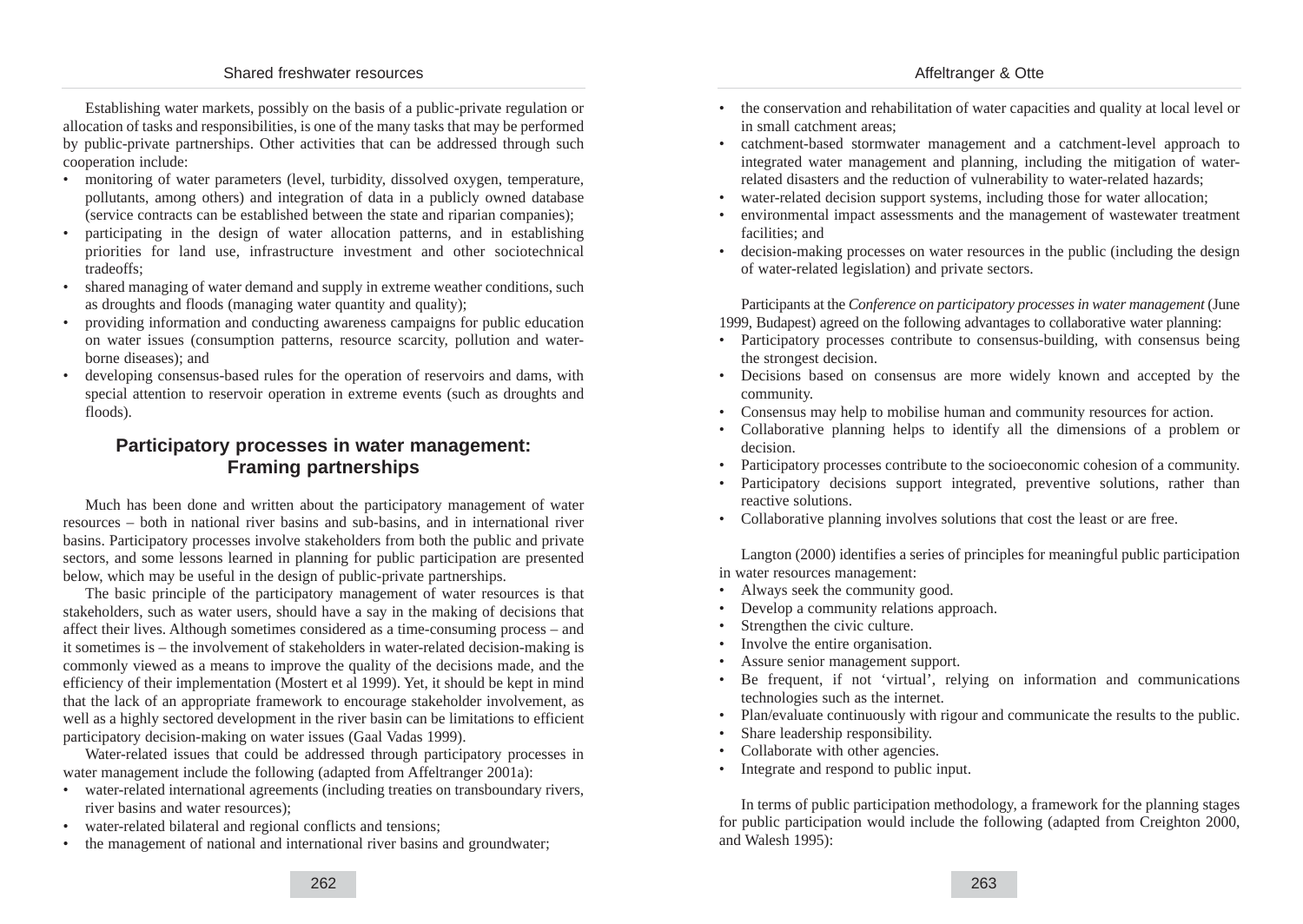Establishing water markets, possibly on the basis of a public-private regulation or allocation of tasks and responsibilities, is one of the many tasks that may be performed by public-private partnerships. Other activities that can be addressed through such cooperation include:

- monitoring of water parameters (level, turbidity, dissolved oxygen, temperature, pollutants, among others) and integration of data in a publicly owned database (service contracts can be established between the state and riparian companies);
- participating in the design of water allocation patterns, and in establishing priorities for land use, infrastructure investment and other sociotechnical tradeoffs;
- shared managing of water demand and supply in extreme weather conditions, such as droughts and floods (managing water quantity and quality);
- providing information and conducting awareness campaigns for public education on water issues (consumption patterns, resource scarcity, pollution and water-borne diseases); and
- developing consensus-based rules for the operation of reservoirs and dams, with special attention to reservoir operation in extreme events (such as droughts and floods).

## Participatory processes in water management: Framing partnerships

Much has been done and written about the participatory management of water resources – both in national river basins and sub-basins, and in international river basins. Participatory processes involve stakeholders from both the public and private sectors, and some lessons learned in planning for public participation are presented below, which may be useful in the design of public-private partnerships.

The basic principle of the participatory management of water resources is that stakeholders, such as water users, should have a say in the making of decisions that affect their lives. Although sometimes considered as a time-consuming process – and it sometimes is – the involvement of stakeholders in water-related decision-making is commonly viewed as a means to improve the quality of the decisions made, and the efficiency of their implementation (Mostert et al 1999). Yet, it should be kept in mind that the lack of an appropriate framework to encourage stakeholder involvement, as well as a highly sectored development in the river basin can be limitations to efficient participatory decision-making on water issues (Gaal Vadas 1999).

Water-related issues that could be addressed through participatory processes in water management include the following (adapted from Affeltranger 2001a):

- water-related international agreements (including treaties on transboundary rivers, river basins and water resources);
- water-related bilateral and regional conflicts and tensions;
- the management of national and international river basins and groundwater;
- the conservation and rehabilitation of water capacities and quality at local level or in small catchment areas;
- catchment-based stormwater management and a catchment-level approach to integrated water management and planning, including the mitigation of water-related disasters and the reduction of vulnerability to water-related hazards;
- water-related decision support systems, including those for water allocation;
- environmental impact assessments and the management of wastewater treatment facilities; and
- decision-making processes on water resources in the public (including the design of water-related legislation) and private sectors.

Participants at the *Conference on participatory processes in water management* (June 1999, Budapest) agreed on the following advantages to collaborative water planning:

- Participatory processes contribute to consensus-building, with consensus being the strongest decision.
- Decisions based on consensus are more widely known and accepted by the community.
- Consensus may help to mobilise human and community resources for action.
- Collaborative planning helps to identify all the dimensions of a problem or decision.
- Participatory processes contribute to the socioeconomic cohesion of a community.
- Participatory decisions support integrated, preventive solutions, rather than reactive solutions.
- Collaborative planning involves solutions that cost the least or are free.

Langton (2000) identifies a series of principles for meaningful public participation in water resources management:

- Always seek the community good.
- Develop a community relations approach.
- Strengthen the civic culture.
- Involve the entire organisation.
- Assure senior management support.
- Be frequent, if not 'virtual', relying on information and communications technologies such as the internet.
- Plan/evaluate continuously with rigour and communicate the results to the public.
- Share leadership responsibility.
- Collaborate with other agencies.
- Integrate and respond to public input.

In terms of public participation methodology, a framework for the planning stages for public participation would include the following (adapted from Creighton 2000, and Walesh 1995):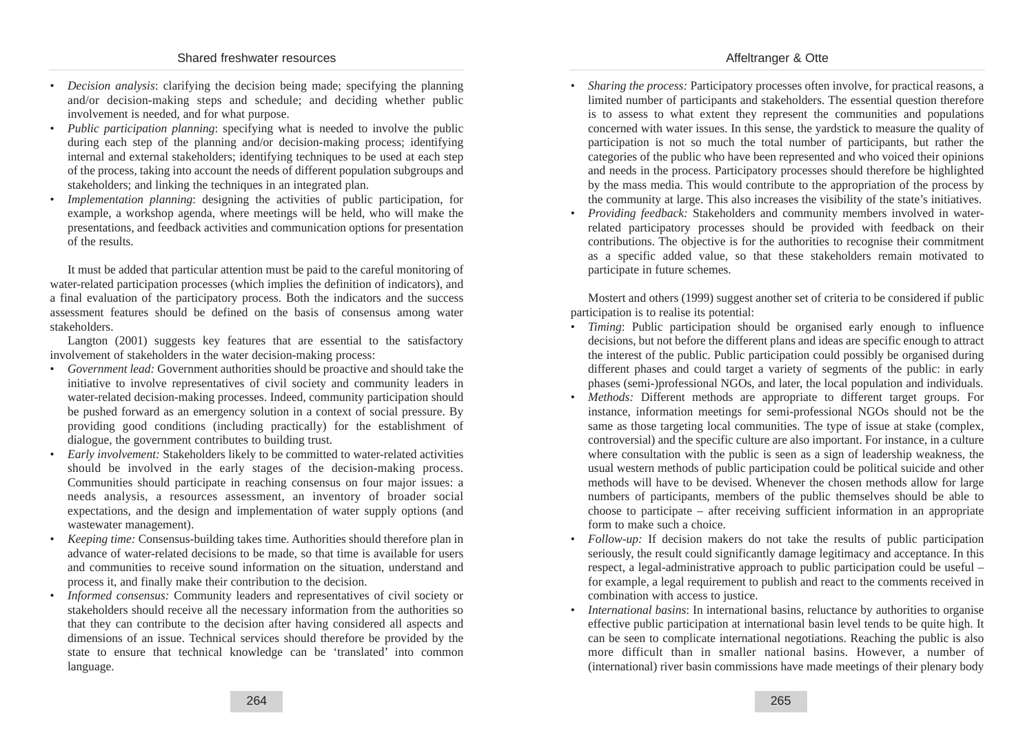- *Decision analysis*: clarifying the decision being made; specifying the planning and/or decision-making steps and schedule; and deciding whether public involvement is needed, and for what purpose.
- *Public participation planning*: specifying what is needed to involve the public during each step of the planning and/or decision-making process; identifying internal and external stakeholders; identifying techniques to be used at each step of the process, taking into account the needs of different population subgroups and stakeholders; and linking the techniques in an integrated plan.
- *Implementation planning*: designing the activities of public participation, for example, a workshop agenda, where meetings will be held, who will make the presentations, and feedback activities and communication options for presentation of the results.

It must be added that particular attention must be paid to the careful monitoring of water-related participation processes (which implies the definition of indicators), and a final evaluation of the participatory process. Both the indicators and the success assessment features should be defined on the basis of consensus among water stakeholders.

Langton (2001) suggests key features that are essential to the satisfactory involvement of stakeholders in the water decision-making process:

- *Government lead:* Government authorities should be proactive and should take the initiative to involve representatives of civil society and community leaders in water-related decision-making processes. Indeed, community participation should be pushed forward as an emergency solution in a context of social pressure. By providing good conditions (including practically) for the establishment of dialogue, the government contributes to building trust.
- *Early involvement:* Stakeholders likely to be committed to water-related activities should be involved in the early stages of the decision-making process. Communities should participate in reaching consensus on four major issues: a needs analysis, a resources assessment, an inventory of broader social expectations, and the design and implementation of water supply options (and wastewater management).
- *Keeping time:* Consensus-building takes time. Authorities should therefore plan in advance of water-related decisions to be made, so that time is available for users and communities to receive sound information on the situation, understand and process it, and finally make their contribution to the decision.
- *Informed consensus:* Community leaders and representatives of civil society or stakeholders should receive all the necessary information from the authorities so that they can contribute to the decision after having considered all aspects and dimensions of an issue. Technical services should therefore be provided by the state to ensure that technical knowledge can be 'translated' into common language.
- *Sharing the process:* Participatory processes often involve, for practical reasons, a limited number of participants and stakeholders. The essential question therefore is to assess to what extent they represent the communities and populations concerned with water issues. In this sense, the yardstick to measure the quality of participation is not so much the total number of participants, but rather the categories of the public who have been represented and who voiced their opinions and needs in the process. Participatory processes should therefore be highlighted by the mass media. This would contribute to the appropriation of the process by the community at large. This also increases the visibility of the state's initiatives.
- *Providing feedback:* Stakeholders and community members involved in water-related participatory processes should be provided with feedback on their contributions. The objective is for the authorities to recognise their commitment as a specific added value, so that these stakeholders remain motivated to participate in future schemes.

Mostert and others (1999) suggest another set of criteria to be considered if public participation is to realise its potential:

- *Timing*: Public participation should be organised early enough to influence decisions, but not before the different plans and ideas are specific enough to attract the interest of the public. Public participation could possibly be organised during different phases and could target a variety of segments of the public: in early phases (semi-)professional NGOs, and later, the local population and individuals.
- *Methods:* Different methods are appropriate to different target groups. For instance, information meetings for semi-professional NGOs should not be the same as those targeting local communities. The type of issue at stake (complex, controversial) and the specific culture are also important. For instance, in a culture where consultation with the public is seen as a sign of leadership weakness, the usual western methods of public participation could be political suicide and other methods will have to be devised. Whenever the chosen methods allow for large numbers of participants, members of the public themselves should be able to choose to participate – after receiving sufficient information in an appropriate form to make such a choice.
- *Follow-up:* If decision makers do not take the results of public participation seriously, the result could significantly damage legitimacy and acceptance. In this respect, a legal-administrative approach to public participation could be useful – for example, a legal requirement to publish and react to the comments received in combination with access to justice.
- *International basins*: In international basins, reluctance by authorities to organise effective public participation at international basin level tends to be quite high. It can be seen to complicate international negotiations. Reaching the public is also more difficult than in smaller national basins. However, a number of (international) river basin commissions have made meetings of their plenary body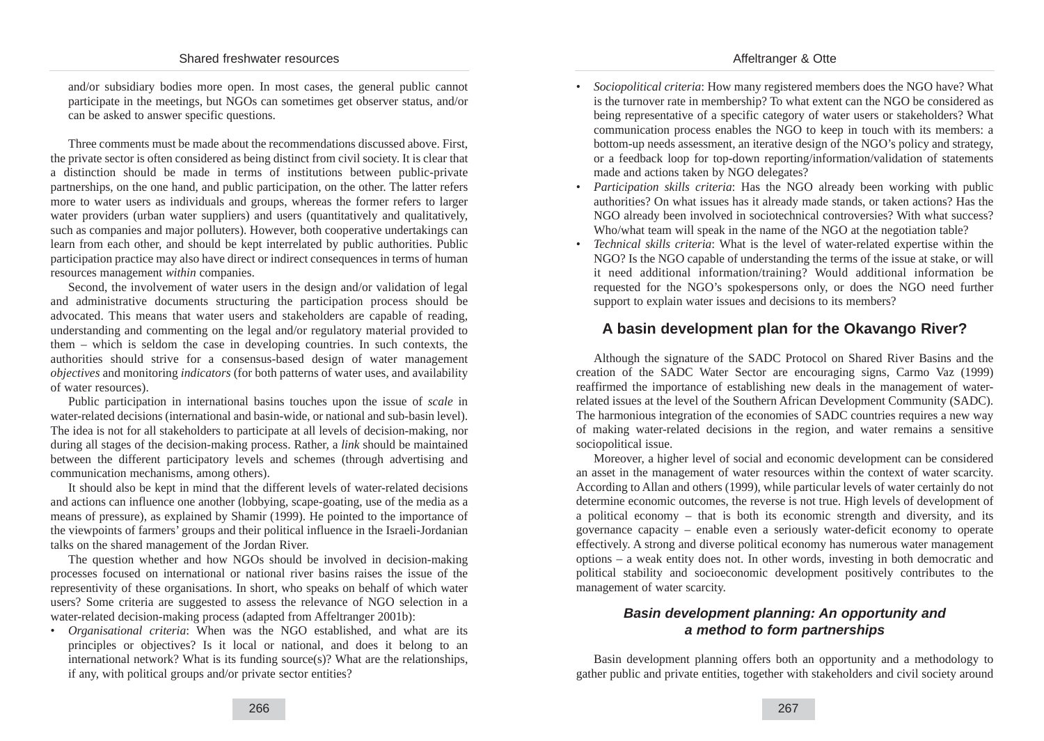and/or subsidiary bodies more open. In most cases, the general public cannot participate in the meetings, but NGOs can sometimes get observer status, and/or can be asked to answer specific questions.

Three comments must be made about the recommendations discussed above. First, the private sector is often considered as being distinct from civil society. It is clear that a distinction should be made in terms of institutions between public-private partnerships, on the one hand, and public participation, on the other. The latter refers more to water users as individuals and groups, whereas the former refers to larger water providers (urban water suppliers) and users (quantitatively and qualitatively, such as companies and major polluters). However, both cooperative undertakings can learn from each other, and should be kept interrelated by public authorities. Public participation practice may also have direct or indirect consequences in terms of human resources management *within* companies.

Second, the involvement of water users in the design and/or validation of legal and administrative documents structuring the participation process should be advocated. This means that water users and stakeholders are capable of reading, understanding and commenting on the legal and/or regulatory material provided to them – which is seldom the case in developing countries. In such contexts, the authorities should strive for a consensus-based design of water management *objectives* and monitoring *indicators* (for both patterns of water uses, and availability of water resources).

Public participation in international basins touches upon the issue of *scale* in water-related decisions (international and basin-wide, or national and sub-basin level). The idea is not for all stakeholders to participate at all levels of decision-making, nor during all stages of the decision-making process. Rather, a *link* should be maintained between the different participatory levels and schemes (through advertising and communication mechanisms, among others).

It should also be kept in mind that the different levels of water-related decisions and actions can influence one another (lobbying, scape-goating, use of the media as a means of pressure), as explained by Shamir (1999). He pointed to the importance of the viewpoints of farmers' groups and their political influence in the Israeli-Jordanian talks on the shared management of the Jordan River.

The question whether and how NGOs should be involved in decision-making processes focused on international or national river basins raises the issue of the representivity of these organisations. In short, who speaks on behalf of which water users? Some criteria are suggested to assess the relevance of NGO selection in a water-related decision-making process (adapted from Affeltranger 2001b):

- *Organisational criteria*: When was the NGO established, and what are its principles or objectives? Is it local or national, and does it belong to an international network? What is its funding source(s)? What are the relationships, if any, with political groups and/or private sector entities?
- *Sociopolitical criteria*: How many registered members does the NGO have? What is the turnover rate in membership? To what extent can the NGO be considered as being representative of a specific category of water users or stakeholders? What communication process enables the NGO to keep in touch with its members: a bottom-up needs assessment, an iterative design of the NGO's policy and strategy, or a feedback loop for top-down reporting/information/validation of statements made and actions taken by NGO delegates?
- *Participation skills criteria*: Has the NGO already been working with public authorities? On what issues has it already made stands, or taken actions? Has the NGO already been involved in sociotechnical controversies? With what success? Who/what team will speak in the name of the NGO at the negotiation table?
- *Technical skills criteria*: What is the level of water-related expertise within the NGO? Is the NGO capable of understanding the terms of the issue at stake, or will it need additional information/training? Would additional information be requested for the NGO's spokespersons only, or does the NGO need further support to explain water issues and decisions to its members?

## A basin development plan for the Okavango River?

Although the signature of the SADC Protocol on Shared River Basins and the creation of the SADC Water Sector are encouraging signs, Carmo Vaz (1999) reaffirmed the importance of establishing new deals in the management of water-related issues at the level of the Southern African Development Community (SADC). The harmonious integration of the economies of SADC countries requires a new way of making water-related decisions in the region, and water remains a sensitive sociopolitical issue.

Moreover, a higher level of social and economic development can be considered an asset in the management of water resources within the context of water scarcity. According to Allan and others (1999), while particular levels of water certainly do not determine economic outcomes, the reverse is not true. High levels of development of a political economy – that is both its economic strength and diversity, and its governance capacity – enable even a seriously water-deficit economy to operate effectively. A strong and diverse political economy has numerous water management options – a weak entity does not. In other words, investing in both democratic and political stability and socioeconomic development positively contributes to the management of water scarcity.

### *Basin development planning: An opportunity and a method to form partnerships*

Basin development planning offers both an opportunity and a methodology to gather public and private entities, together with stakeholders and civil society around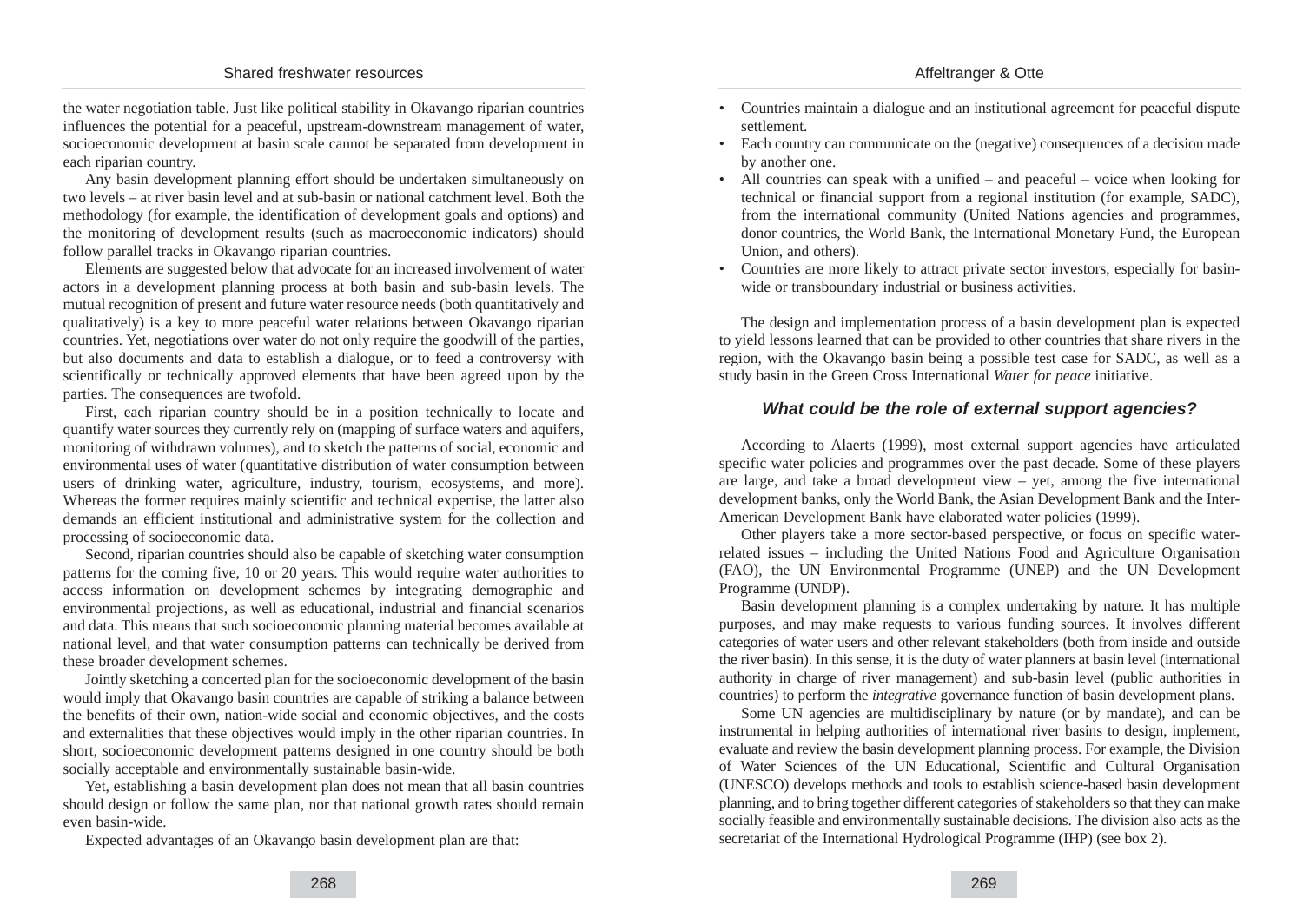the water negotiation table. Just like political stability in Okavango riparian countries influences the potential for a peaceful, upstream-downstream management of water, socioeconomic development at basin scale cannot be separated from development in each riparian country.

Any basin development planning effort should be undertaken simultaneously on two levels – at river basin level and at sub-basin or national catchment level. Both the methodology (for example, the identification of development goals and options) and the monitoring of development results (such as macroeconomic indicators) should follow parallel tracks in Okavango riparian countries.

Elements are suggested below that advocate for an increased involvement of water actors in a development planning process at both basin and sub-basin levels. The mutual recognition of present and future water resource needs (both quantitatively and qualitatively) is a key to more peaceful water relations between Okavango riparian countries. Yet, negotiations over water do not only require the goodwill of the parties, but also documents and data to establish a dialogue, or to feed a controversy with scientifically or technically approved elements that have been agreed upon by the parties. The consequences are twofold.

First, each riparian country should be in a position technically to locate and quantify water sources they currently rely on (mapping of surface waters and aquifers, monitoring of withdrawn volumes), and to sketch the patterns of social, economic and environmental uses of water (quantitative distribution of water consumption between users of drinking water, agriculture, industry, tourism, ecosystems, and more). Whereas the former requires mainly scientific and technical expertise, the latter also demands an efficient institutional and administrative system for the collection and processing of socioeconomic data.

Second, riparian countries should also be capable of sketching water consumption patterns for the coming five, 10 or 20 years. This would require water authorities to access information on development schemes by integrating demographic and environmental projections, as well as educational, industrial and financial scenarios and data. This means that such socioeconomic planning material becomes available at national level, and that water consumption patterns can technically be derived from these broader development schemes.

Jointly sketching a concerted plan for the socioeconomic development of the basin would imply that Okavango basin countries are capable of striking a balance between the benefits of their own, nation-wide social and economic objectives, and the costs and externalities that these objectives would imply in the other riparian countries. In short, socioeconomic development patterns designed in one country should be both socially acceptable and environmentally sustainable basin-wide.

Yet, establishing a basin development plan does not mean that all basin countries should design or follow the same plan, nor that national growth rates should remain even basin-wide.

Expected advantages of an Okavango basin development plan are that:

- Countries maintain a dialogue and an institutional agreement for peaceful dispute settlement.
- Each country can communicate on the (negative) consequences of a decision made by another one.
- All countries can speak with a unified – and peaceful – voice when looking for technical or financial support from a regional institution (for example, SADC), from the international community (United Nations agencies and programmes, donor countries, the World Bank, the International Monetary Fund, the European Union, and others).
- Countries are more likely to attract private sector investors, especially for basin-wide or transboundary industrial or business activities.

The design and implementation process of a basin development plan is expected to yield lessons learned that can be provided to other countries that share rivers in the region, with the Okavango basin being a possible test case for SADC, as well as a study basin in the Green Cross International *Water for peace* initiative.

### *What could be the role of external support agencies?*

According to Alaerts (1999), most external support agencies have articulated specific water policies and programmes over the past decade. Some of these players are large, and take a broad development view – yet, among the five international development banks, only the World Bank, the Asian Development Bank and the Inter-American Development Bank have elaborated water policies (1999).

Other players take a more sector-based perspective, or focus on specific water-related issues – including the United Nations Food and Agriculture Organisation (FAO), the UN Environmental Programme (UNEP) and the UN Development Programme (UNDP).

Basin development planning is a complex undertaking by nature. It has multiple purposes, and may make requests to various funding sources. It involves different categories of water users and other relevant stakeholders (both from inside and outside the river basin). In this sense, it is the duty of water planners at basin level (international authority in charge of river management) and sub-basin level (public authorities in countries) to perform the *integrative* governance function of basin development plans.

Some UN agencies are multidisciplinary by nature (or by mandate), and can be instrumental in helping authorities of international river basins to design, implement, evaluate and review the basin development planning process. For example, the Division of Water Sciences of the UN Educational, Scientific and Cultural Organisation (UNESCO) develops methods and tools to establish science-based basin development planning, and to bring together different categories of stakeholders so that they can make socially feasible and environmentally sustainable decisions. The division also acts as the secretariat of the International Hydrological Programme (IHP) (see box 2).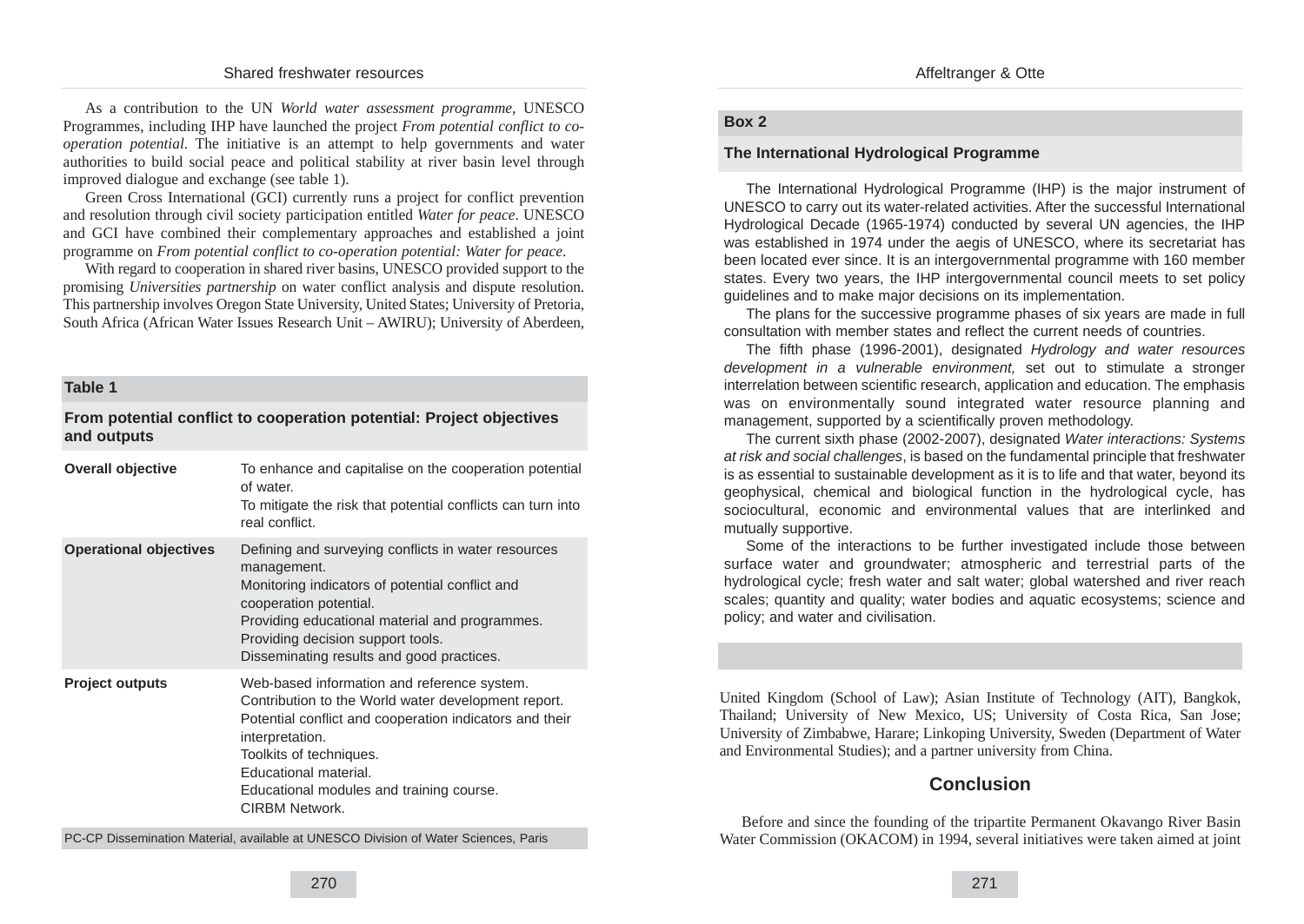As a contribution to the UN *World water assessment programme*, UNESCO Programmes, including IHP have launched the project *From potential conflict to co-operation potential*. The initiative is an attempt to help governments and water authorities to build social peace and political stability at river basin level through improved dialogue and exchange (see table 1).

Green Cross International (GCI) currently runs a project for conflict prevention and resolution through civil society participation entitled *Water for peace*. UNESCO and GCI have combined their complementary approaches and established a joint programme on *From potential conflict to co-operation potential: Water for peace*.

With regard to cooperation in shared river basins, UNESCO provided support to the promising *Universities partnership* on water conflict analysis and dispute resolution. This partnership involves Oregon State University, United States; University of Pretoria, South Africa (African Water Issues Research Unit – AWIRU); University of Aberdeen, United Kingdom (School of Law); Asian Institute of Technology (AIT), Bangkok, Thailand; University of New Mexico, US; University of Costa Rica, San Jose; University of Zimbabwe, Harare; Linkoping University, Sweden (Department of Water and Environmental Studies); and a partner university from China.

**Table 1**

**From potential conflict to cooperation potential: Project objectives and outputs**

| | |
|---|---|
| **Overall objective** | To enhance and capitalise on the cooperation potential of water.<br>To mitigate the risk that potential conflicts can turn into real conflict. |
| **Operational objectives** | Defining and surveying conflicts in water resources management.<br>Monitoring indicators of potential conflict and cooperation potential.<br>Providing educational material and programmes.<br>Providing decision support tools.<br>Disseminating results and good practices. |
| **Project outputs** | Web-based information and reference system.<br>Contribution to the World water development report.<br>Potential conflict and cooperation indicators and their interpretation.<br>Toolkits of techniques.<br>Educational material.<br>Educational modules and training course.<br>CIRBM Network. |

PC-CP Dissemination Material, available at UNESCO Division of Water Sciences, Paris

**Box 2**

**The International Hydrological Programme**

The International Hydrological Programme (IHP) is the major instrument of UNESCO to carry out its water-related activities. After the successful International Hydrological Decade (1965-1974) conducted by several UN agencies, the IHP was established in 1974 under the aegis of UNESCO, where its secretariat has been located ever since. It is an intergovernmental programme with 160 member states. Every two years, the IHP intergovernmental council meets to set policy guidelines and to make major decisions on its implementation.

The plans for the successive programme phases of six years are made in full consultation with member states and reflect the current needs of countries.

The fifth phase (1996-2001), designated *Hydrology and water resources development in a vulnerable environment,* set out to stimulate a stronger interrelation between scientific research, application and education. The emphasis was on environmentally sound integrated water resource planning and management, supported by a scientifically proven methodology.

The current sixth phase (2002-2007), designated *Water interactions: Systems at risk and social challenges*, is based on the fundamental principle that freshwater is as essential to sustainable development as it is to life and that water, beyond its geophysical, chemical and biological function in the hydrological cycle, has sociocultural, economic and environmental values that are interlinked and mutually supportive.

Some of the interactions to be further investigated include those between surface water and groundwater; atmospheric and terrestrial parts of the hydrological cycle; fresh water and salt water; global watershed and river reach scales; quantity and quality; water bodies and aquatic ecosystems; science and policy; and water and civilisation.

## Conclusion

Before and since the founding of the tripartite Permanent Okavango River Basin Water Commission (OKACOM) in 1994, several initiatives were taken aimed at joint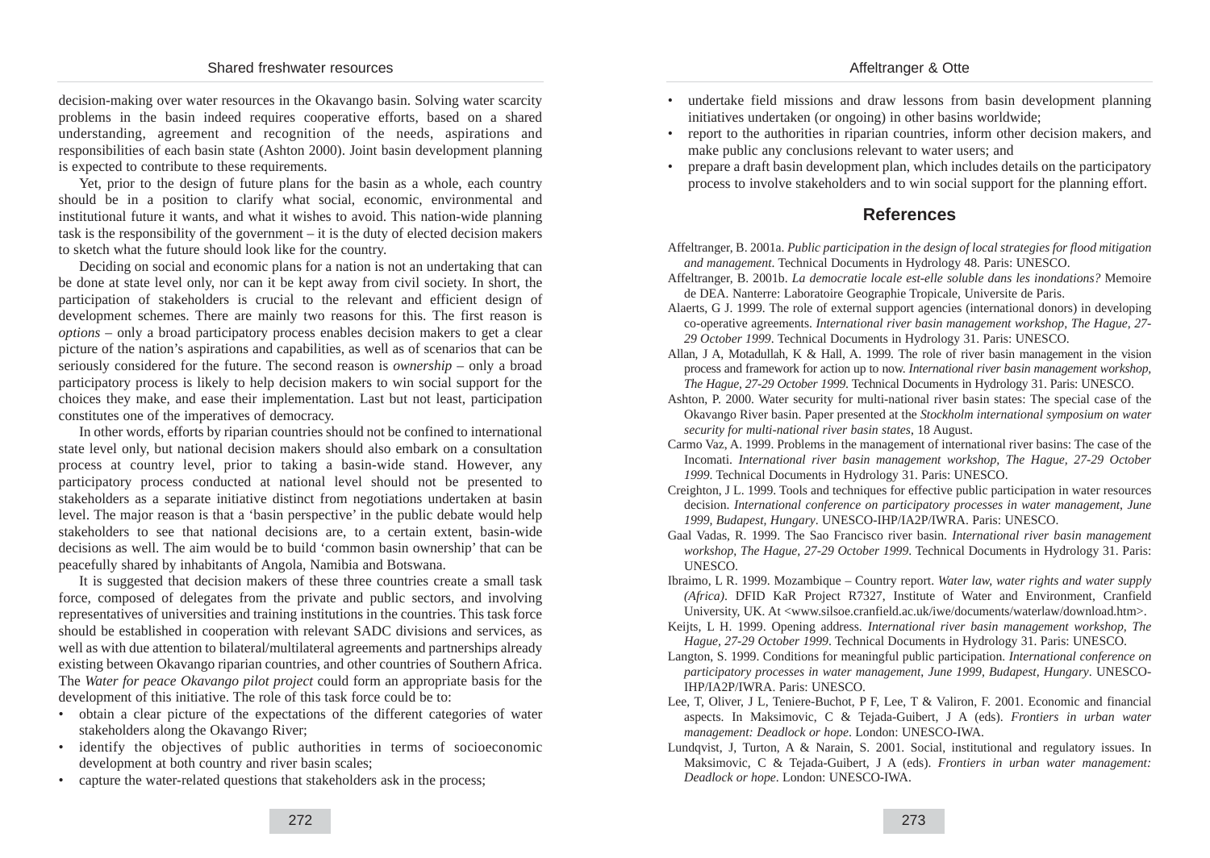decision-making over water resources in the Okavango basin. Solving water scarcity problems in the basin indeed requires cooperative efforts, based on a shared understanding, agreement and recognition of the needs, aspirations and responsibilities of each basin state (Ashton 2000). Joint basin development planning is expected to contribute to these requirements.

Yet, prior to the design of future plans for the basin as a whole, each country should be in a position to clarify what social, economic, environmental and institutional future it wants, and what it wishes to avoid. This nation-wide planning task is the responsibility of the government – it is the duty of elected decision makers to sketch what the future should look like for the country.

Deciding on social and economic plans for a nation is not an undertaking that can be done at state level only, nor can it be kept away from civil society. In short, the participation of stakeholders is crucial to the relevant and efficient design of development schemes. There are mainly two reasons for this. The first reason is *options* – only a broad participatory process enables decision makers to get a clear picture of the nation's aspirations and capabilities, as well as of scenarios that can be seriously considered for the future. The second reason is *ownership* – only a broad participatory process is likely to help decision makers to win social support for the choices they make, and ease their implementation. Last but not least, participation constitutes one of the imperatives of democracy.

In other words, efforts by riparian countries should not be confined to international state level only, but national decision makers should also embark on a consultation process at country level, prior to taking a basin-wide stand. However, any participatory process conducted at national level should not be presented to stakeholders as a separate initiative distinct from negotiations undertaken at basin level. The major reason is that a 'basin perspective' in the public debate would help stakeholders to see that national decisions are, to a certain extent, basin-wide decisions as well. The aim would be to build 'common basin ownership' that can be peacefully shared by inhabitants of Angola, Namibia and Botswana.

It is suggested that decision makers of these three countries create a small task force, composed of delegates from the private and public sectors, and involving representatives of universities and training institutions in the countries. This task force should be established in cooperation with relevant SADC divisions and services, as well as with due attention to bilateral/multilateral agreements and partnerships already existing between Okavango riparian countries, and other countries of Southern Africa. The *Water for peace Okavango pilot project* could form an appropriate basis for the development of this initiative. The role of this task force could be to:

- obtain a clear picture of the expectations of the different categories of water stakeholders along the Okavango River;
- identify the objectives of public authorities in terms of socioeconomic development at both country and river basin scales;
- capture the water-related questions that stakeholders ask in the process;
- undertake field missions and draw lessons from basin development planning initiatives undertaken (or ongoing) in other basins worldwide;
- report to the authorities in riparian countries, inform other decision makers, and make public any conclusions relevant to water users; and
- prepare a draft basin development plan, which includes details on the participatory process to involve stakeholders and to win social support for the planning effort.

## References

Affeltranger, B. 2001a. *Public participation in the design of local strategies for flood mitigation and management*. Technical Documents in Hydrology 48. Paris: UNESCO.

Affeltranger, B. 2001b. *La democratie locale est-elle soluble dans les inondations?* Memoire de DEA. Nanterre: Laboratoire Geographie Tropicale, Universite de Paris.

Alaerts, G J. 1999. The role of external support agencies (international donors) in developing co-operative agreements. *International river basin management workshop, The Hague, 27-29 October 1999*. Technical Documents in Hydrology 31. Paris: UNESCO.

Allan, J A, Motadullah, K & Hall, A. 1999. The role of river basin management in the vision process and framework for action up to now. *International river basin management workshop, The Hague, 27-29 October 1999*. Technical Documents in Hydrology 31. Paris: UNESCO.

Ashton, P. 2000. Water security for multi-national river basin states: The special case of the Okavango River basin. Paper presented at the *Stockholm international symposium on water security for multi-national river basin states*, 18 August.

Carmo Vaz, A. 1999. Problems in the management of international river basins: The case of the Incomati. *International river basin management workshop, The Hague, 27-29 October 1999*. Technical Documents in Hydrology 31. Paris: UNESCO.

Creighton, J L. 1999. Tools and techniques for effective public participation in water resources decision. *International conference on participatory processes in water management, June 1999, Budapest, Hungary*. UNESCO-IHP/IA2P/IWRA. Paris: UNESCO.

Gaal Vadas, R. 1999. The Sao Francisco river basin. *International river basin management workshop, The Hague, 27-29 October 1999*. Technical Documents in Hydrology 31. Paris: UNESCO.

Ibraimo, L R. 1999. Mozambique – Country report. *Water law, water rights and water supply (Africa)*. DFID KaR Project R7327, Institute of Water and Environment, Cranfield University, UK. At <www.silsoe.cranfield.ac.uk/iwe/documents/waterlaw/download.htm>.

Keijts, L H. 1999. Opening address. *International river basin management workshop, The Hague, 27-29 October 1999*. Technical Documents in Hydrology 31. Paris: UNESCO.

Langton, S. 1999. Conditions for meaningful public participation. *International conference on participatory processes in water management, June 1999, Budapest, Hungary*. UNESCO-IHP/IA2P/IWRA. Paris: UNESCO.

Lee, T, Oliver, J L, Teniere-Buchot, P F, Lee, T & Valiron, F. 2001. Economic and financial aspects. In Maksimovic, C & Tejada-Guibert, J A (eds). *Frontiers in urban water management: Deadlock or hope*. London: UNESCO-IWA.

Lundqvist, J, Turton, A & Narain, S. 2001. Social, institutional and regulatory issues. In Maksimovic, C & Tejada-Guibert, J A (eds). *Frontiers in urban water management: Deadlock or hope*. London: UNESCO-IWA.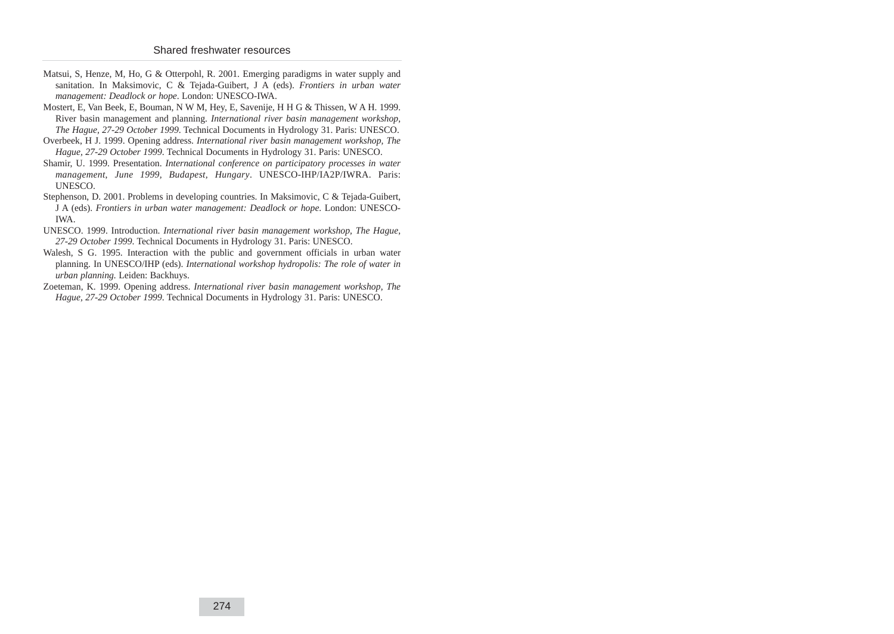Matsui, S, Henze, M, Ho, G & Otterpohl, R. 2001. Emerging paradigms in water supply and sanitation. In Maksimovic, C & Tejada-Guibert, J A (eds). *Frontiers in urban water management: Deadlock or hope*. London: UNESCO-IWA.

Mostert, E, Van Beek, E, Bouman, N W M, Hey, E, Savenije, H H G & Thissen, W A H. 1999. River basin management and planning. *International river basin management workshop, The Hague, 27-29 October 1999*. Technical Documents in Hydrology 31. Paris: UNESCO.

Overbeek, H J. 1999. Opening address. *International river basin management workshop, The Hague, 27-29 October 1999*. Technical Documents in Hydrology 31. Paris: UNESCO.

Shamir, U. 1999. Presentation. *International conference on participatory processes in water management, June 1999, Budapest, Hungary*. UNESCO-IHP/IA2P/IWRA. Paris: UNESCO.

Stephenson, D. 2001. Problems in developing countries. In Maksimovic, C & Tejada-Guibert, J A (eds). *Frontiers in urban water management: Deadlock or hope*. London: UNESCO-IWA.

UNESCO. 1999. Introduction. *International river basin management workshop, The Hague, 27-29 October 1999*. Technical Documents in Hydrology 31. Paris: UNESCO.

Walesh, S G. 1995. Interaction with the public and government officials in urban water planning. In UNESCO/IHP (eds). *International workshop hydropolis: The role of water in urban planning*. Leiden: Backhuys.

Zoeteman, K. 1999. Opening address. *International river basin management workshop, The Hague, 27-29 October 1999*. Technical Documents in Hydrology 31. Paris: UNESCO.